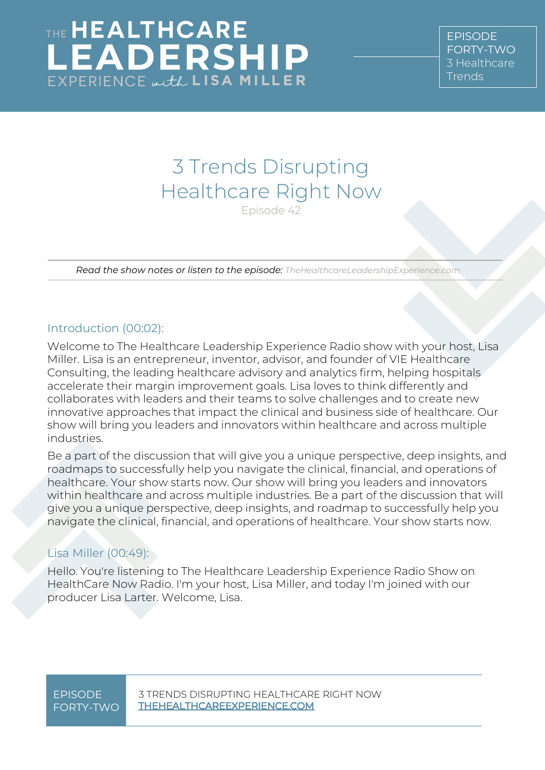# 3 Trends Disrupting Healthcare Right Now

Episode 42

*Read the show notes or listen to the episode:* TheHealthcareLeadershipExperience.com

## Introduction (00:02):

Welcome to The Healthcare Leadership Experience Radio show with your host, Lisa Miller. Lisa is an entrepreneur, inventor, advisor, and founder of VIE Healthcare Consulting, the leading healthcare advisory and analytics firm, helping hospitals accelerate their margin improvement goals. Lisa loves to think differently and collaborates with leaders and their teams to solve challenges and to create new innovative approaches that impact the clinical and business side of healthcare. Our show will bring you leaders and innovators within healthcare and across multiple industries.

Be a part of the discussion that will give you a unique perspective, deep insights, and roadmaps to successfully help you navigate the clinical, financial, and operations of healthcare. Your show starts now. Our show will bring you leaders and innovators within healthcare and across multiple industries. Be a part of the discussion that will give you a unique perspective, deep insights, and roadmap to successfully help you navigate the clinical, financial, and operations of healthcare. Your show starts now.

## Lisa Miller (00:49):

Hello. You're listening to The Healthcare Leadership Experience Radio Show on HealthCare Now Radio. I'm your host, Lisa Miller, and today I'm joined with our producer Lisa Larter. Welcome, Lisa.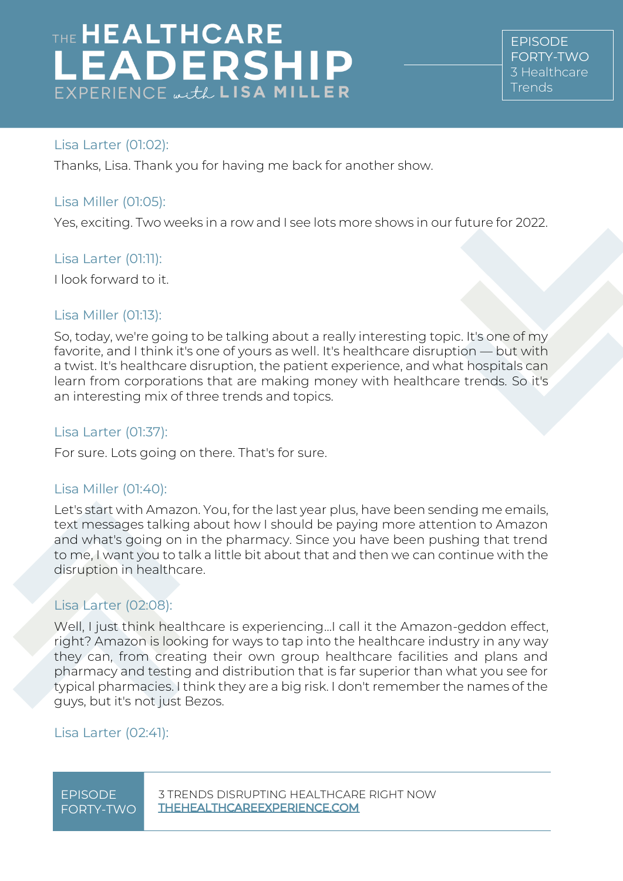Lisa Larter (01:02):

Thanks, Lisa. Thank you for having me back for another show.

Lisa Miller (01:05):

Yes, exciting. Two weeks in a row and I see lots more shows in our future for 2022.

Lisa Larter (01:11):

I look forward to it.

Lisa Miller (01:13):

So, today, we're going to be talking about a really interesting topic. It's one of my favorite, and I think it's one of yours as well. It's healthcare disruption — but with a twist. It's healthcare disruption, the patient experience, and what hospitals can learn from corporations that are making money with healthcare trends. So it's an interesting mix of three trends and topics.

Lisa Larter (01:37):

For sure. Lots going on there. That's for sure.

Lisa Miller (01:40):

Let's start with Amazon. You, for the last year plus, have been sending me emails, text messages talking about how I should be paying more attention to Amazon and what's going on in the pharmacy. Since you have been pushing that trend to me, I want you to talk a little bit about that and then we can continue with the disruption in healthcare.

Lisa Larter (02:08):

Well, I just think healthcare is experiencing...I call it the Amazon-geddon effect, right? Amazon is looking for ways to tap into the healthcare industry in any way they can, from creating their own group healthcare facilities and plans and pharmacy and testing and distribution that is far superior than what you see for typical pharmacies. I think they are a big risk. I don't remember the names of the guys, but it's not just Bezos.

Lisa Larter (02:41):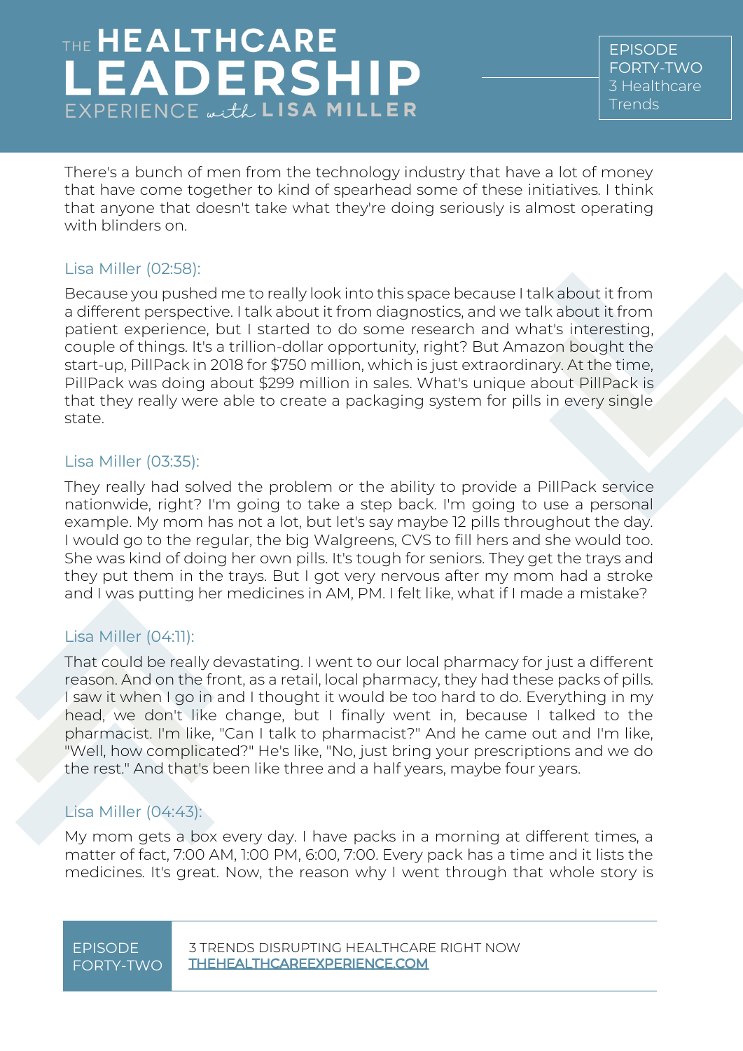There's a bunch of men from the technology industry that have a lot of money that have come together to kind of spearhead some of these initiatives. I think that anyone that doesn't take what they're doing seriously is almost operating with blinders on.

Lisa Miller (02:58):

Because you pushed me to really look into this space because I talk about it from a different perspective. I talk about it from diagnostics, and we talk about it from patient experience, but I started to do some research and what's interesting, couple of things. It's a trillion-dollar opportunity, right? But Amazon bought the start-up, PillPack in 2018 for $750 million, which is just extraordinary. At the time, PillPack was doing about $299 million in sales. What's unique about PillPack is that they really were able to create a packaging system for pills in every single state.

Lisa Miller (03:35):

They really had solved the problem or the ability to provide a PillPack service nationwide, right? I'm going to take a step back. I'm going to use a personal example. My mom has not a lot, but let's say maybe 12 pills throughout the day. I would go to the regular, the big Walgreens, CVS to fill hers and she would too. She was kind of doing her own pills. It's tough for seniors. They get the trays and they put them in the trays. But I got very nervous after my mom had a stroke and I was putting her medicines in AM, PM. I felt like, what if I made a mistake?

Lisa Miller (04:11):

That could be really devastating. I went to our local pharmacy for just a different reason. And on the front, as a retail, local pharmacy, they had these packs of pills. I saw it when I go in and I thought it would be too hard to do. Everything in my head, we don't like change, but I finally went in, because I talked to the pharmacist. I'm like, "Can I talk to pharmacist?" And he came out and I'm like, "Well, how complicated?" He's like, "No, just bring your prescriptions and we do the rest." And that's been like three and a half years, maybe four years.

Lisa Miller (04:43):

My mom gets a box every day. I have packs in a morning at different times, a matter of fact, 7:00 AM, 1:00 PM, 6:00, 7:00. Every pack has a time and it lists the medicines. It's great. Now, the reason why I went through that whole story is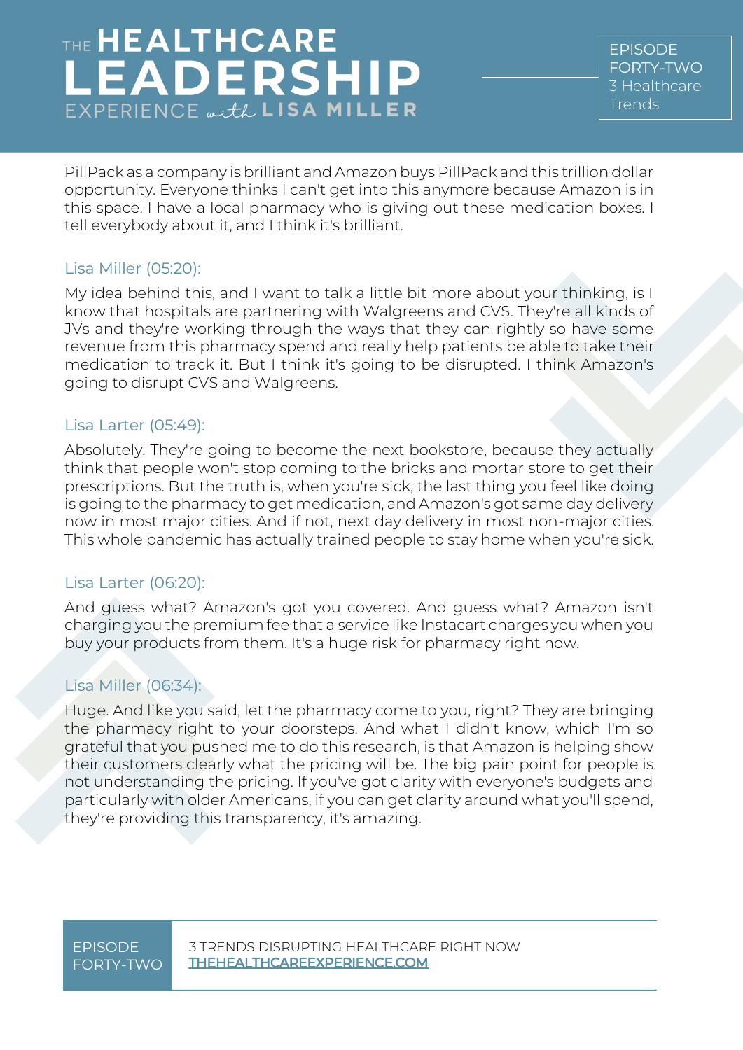PillPack as a company is brilliant and Amazon buys PillPack and this trillion dollar opportunity. Everyone thinks I can't get into this anymore because Amazon is in this space. I have a local pharmacy who is giving out these medication boxes. I tell everybody about it, and I think it's brilliant.

Lisa Miller (05:20):

My idea behind this, and I want to talk a little bit more about your thinking, is I know that hospitals are partnering with Walgreens and CVS. They're all kinds of JVs and they're working through the ways that they can rightly so have some revenue from this pharmacy spend and really help patients be able to take their medication to track it. But I think it's going to be disrupted. I think Amazon's going to disrupt CVS and Walgreens.

Lisa Larter (05:49):

Absolutely. They're going to become the next bookstore, because they actually think that people won't stop coming to the bricks and mortar store to get their prescriptions. But the truth is, when you're sick, the last thing you feel like doing is going to the pharmacy to get medication, and Amazon's got same day delivery now in most major cities. And if not, next day delivery in most non-major cities. This whole pandemic has actually trained people to stay home when you're sick.

Lisa Larter (06:20):

And guess what? Amazon's got you covered. And guess what? Amazon isn't charging you the premium fee that a service like Instacart charges you when you buy your products from them. It's a huge risk for pharmacy right now.

Lisa Miller (06:34):

Huge. And like you said, let the pharmacy come to you, right? They are bringing the pharmacy right to your doorsteps. And what I didn't know, which I'm so grateful that you pushed me to do this research, is that Amazon is helping show their customers clearly what the pricing will be. The big pain point for people is not understanding the pricing. If you've got clarity with everyone's budgets and particularly with older Americans, if you can get clarity around what you'll spend, they're providing this transparency, it's amazing.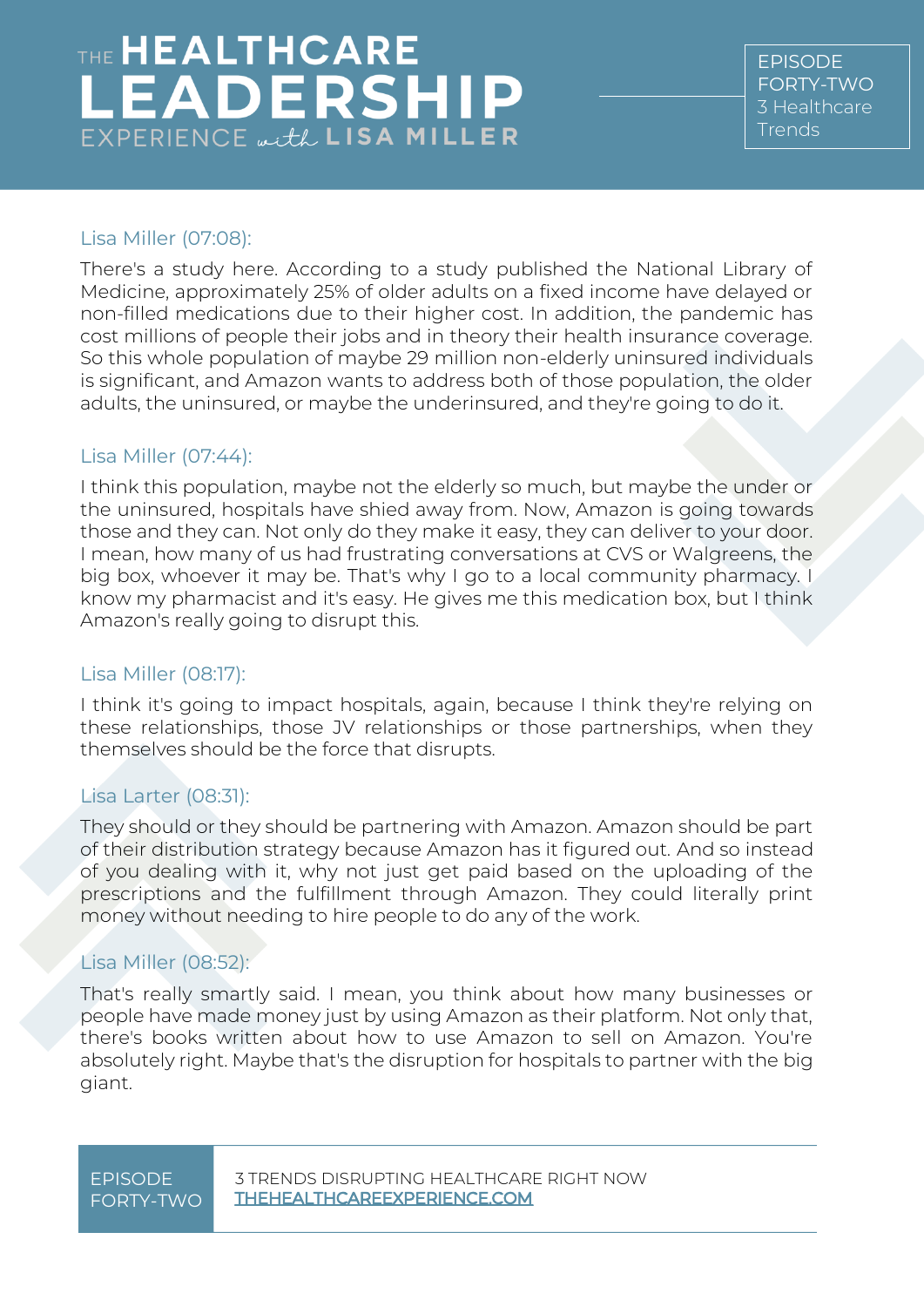Lisa Miller (07:08):

There's a study here. According to a study published the National Library of Medicine, approximately 25% of older adults on a fixed income have delayed or non-filled medications due to their higher cost. In addition, the pandemic has cost millions of people their jobs and in theory their health insurance coverage. So this whole population of maybe 29 million non-elderly uninsured individuals is significant, and Amazon wants to address both of those population, the older adults, the uninsured, or maybe the underinsured, and they're going to do it.

Lisa Miller (07:44):

I think this population, maybe not the elderly so much, but maybe the under or the uninsured, hospitals have shied away from. Now, Amazon is going towards those and they can. Not only do they make it easy, they can deliver to your door. I mean, how many of us had frustrating conversations at CVS or Walgreens, the big box, whoever it may be. That's why I go to a local community pharmacy. I know my pharmacist and it's easy. He gives me this medication box, but I think Amazon's really going to disrupt this.

Lisa Miller (08:17):

I think it's going to impact hospitals, again, because I think they're relying on these relationships, those JV relationships or those partnerships, when they themselves should be the force that disrupts.

Lisa Larter (08:31):

They should or they should be partnering with Amazon. Amazon should be part of their distribution strategy because Amazon has it figured out. And so instead of you dealing with it, why not just get paid based on the uploading of the prescriptions and the fulfillment through Amazon. They could literally print money without needing to hire people to do any of the work.

Lisa Miller (08:52):

That's really smartly said. I mean, you think about how many businesses or people have made money just by using Amazon as their platform. Not only that, there's books written about how to use Amazon to sell on Amazon. You're absolutely right. Maybe that's the disruption for hospitals to partner with the big giant.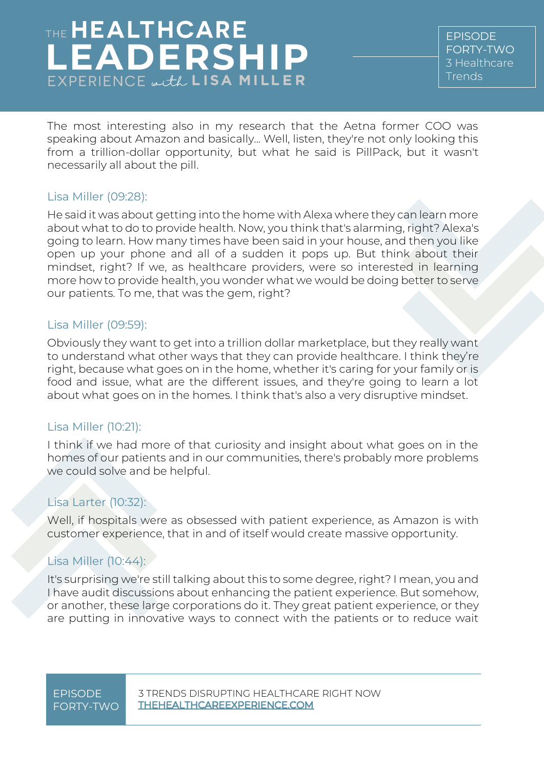The most interesting also in my research that the Aetna former COO was speaking about Amazon and basically... Well, listen, they're not only looking this from a trillion-dollar opportunity, but what he said is PillPack, but it wasn't necessarily all about the pill.

Lisa Miller (09:28):

He said it was about getting into the home with Alexa where they can learn more about what to do to provide health. Now, you think that's alarming, right? Alexa's going to learn. How many times have been said in your house, and then you like open up your phone and all of a sudden it pops up. But think about their mindset, right? If we, as healthcare providers, were so interested in learning more how to provide health, you wonder what we would be doing better to serve our patients. To me, that was the gem, right?

Lisa Miller (09:59):

Obviously they want to get into a trillion dollar marketplace, but they really want to understand what other ways that they can provide healthcare. I think they're right, because what goes on in the home, whether it's caring for your family or is food and issue, what are the different issues, and they're going to learn a lot about what goes on in the homes. I think that's also a very disruptive mindset.

Lisa Miller (10:21):

I think if we had more of that curiosity and insight about what goes on in the homes of our patients and in our communities, there's probably more problems we could solve and be helpful.

Lisa Larter (10:32):

Well, if hospitals were as obsessed with patient experience, as Amazon is with customer experience, that in and of itself would create massive opportunity.

Lisa Miller (10:44):

It's surprising we're still talking about this to some degree, right? I mean, you and I have audit discussions about enhancing the patient experience. But somehow, or another, these large corporations do it. They great patient experience, or they are putting in innovative ways to connect with the patients or to reduce wait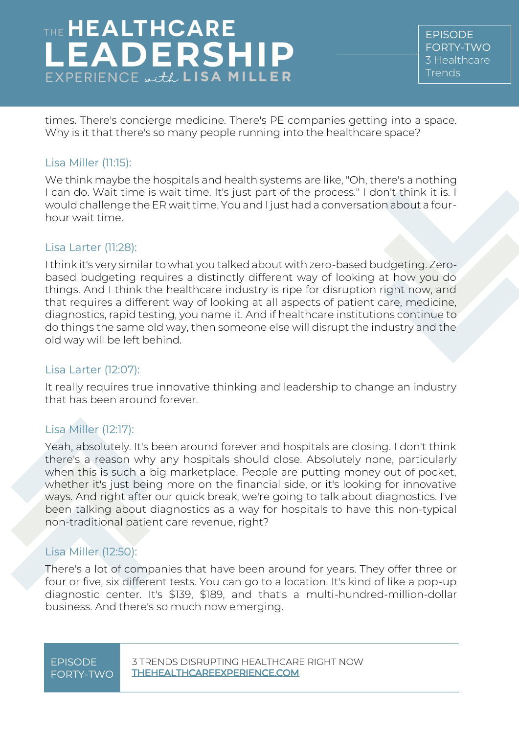times. There's concierge medicine. There's PE companies getting into a space. Why is it that there's so many people running into the healthcare space?

Lisa Miller (11:15):

We think maybe the hospitals and health systems are like, "Oh, there's a nothing I can do. Wait time is wait time. It's just part of the process." I don't think it is. I would challenge the ER wait time. You and I just had a conversation about a four-hour wait time.

Lisa Larter (11:28):

I think it's very similar to what you talked about with zero-based budgeting. Zero-based budgeting requires a distinctly different way of looking at how you do things. And I think the healthcare industry is ripe for disruption right now, and that requires a different way of looking at all aspects of patient care, medicine, diagnostics, rapid testing, you name it. And if healthcare institutions continue to do things the same old way, then someone else will disrupt the industry and the old way will be left behind.

Lisa Larter (12:07):

It really requires true innovative thinking and leadership to change an industry that has been around forever.

Lisa Miller (12:17):

Yeah, absolutely. It's been around forever and hospitals are closing. I don't think there's a reason why any hospitals should close. Absolutely none, particularly when this is such a big marketplace. People are putting money out of pocket, whether it's just being more on the financial side, or it's looking for innovative ways. And right after our quick break, we're going to talk about diagnostics. I've been talking about diagnostics as a way for hospitals to have this non-typical non-traditional patient care revenue, right?

Lisa Miller (12:50):

There's a lot of companies that have been around for years. They offer three or four or five, six different tests. You can go to a location. It's kind of like a pop-up diagnostic center. It's $139, $189, and that's a multi-hundred-million-dollar business. And there's so much now emerging.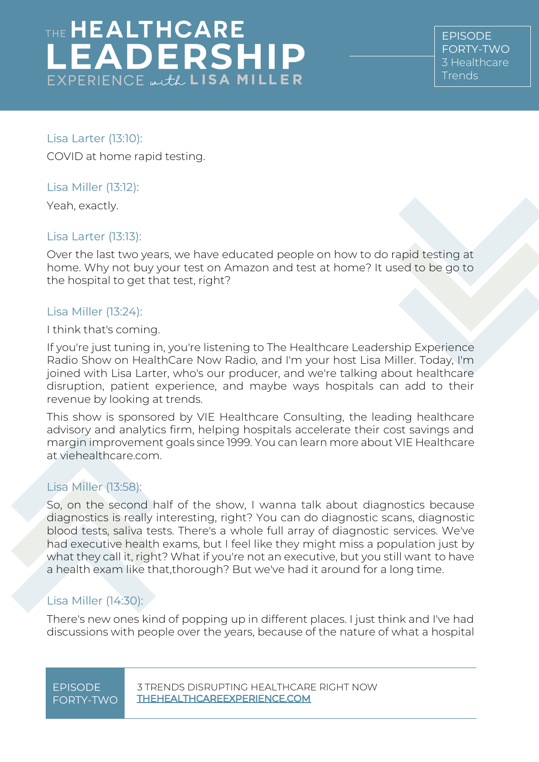Lisa Larter (13:10):

COVID at home rapid testing.

Lisa Miller (13:12):

Yeah, exactly.

Lisa Larter (13:13):

Over the last two years, we have educated people on how to do rapid testing at home. Why not buy your test on Amazon and test at home? It used to be go to the hospital to get that test, right?

Lisa Miller (13:24):

I think that's coming.

If you're just tuning in, you're listening to The Healthcare Leadership Experience Radio Show on HealthCare Now Radio, and I'm your host Lisa Miller. Today, I'm joined with Lisa Larter, who's our producer, and we're talking about healthcare disruption, patient experience, and maybe ways hospitals can add to their revenue by looking at trends.

This show is sponsored by VIE Healthcare Consulting, the leading healthcare advisory and analytics firm, helping hospitals accelerate their cost savings and margin improvement goals since 1999. You can learn more about VIE Healthcare at viehealthcare.com.

Lisa Miller (13:58):

So, on the second half of the show, I wanna talk about diagnostics because diagnostics is really interesting, right? You can do diagnostic scans, diagnostic blood tests, saliva tests. There's a whole full array of diagnostic services. We've had executive health exams, but I feel like they might miss a population just by what they call it, right? What if you're not an executive, but you still want to have a health exam like that,thorough? But we've had it around for a long time.

Lisa Miller (14:30):

There's new ones kind of popping up in different places. I just think and I've had discussions with people over the years, because of the nature of what a hospital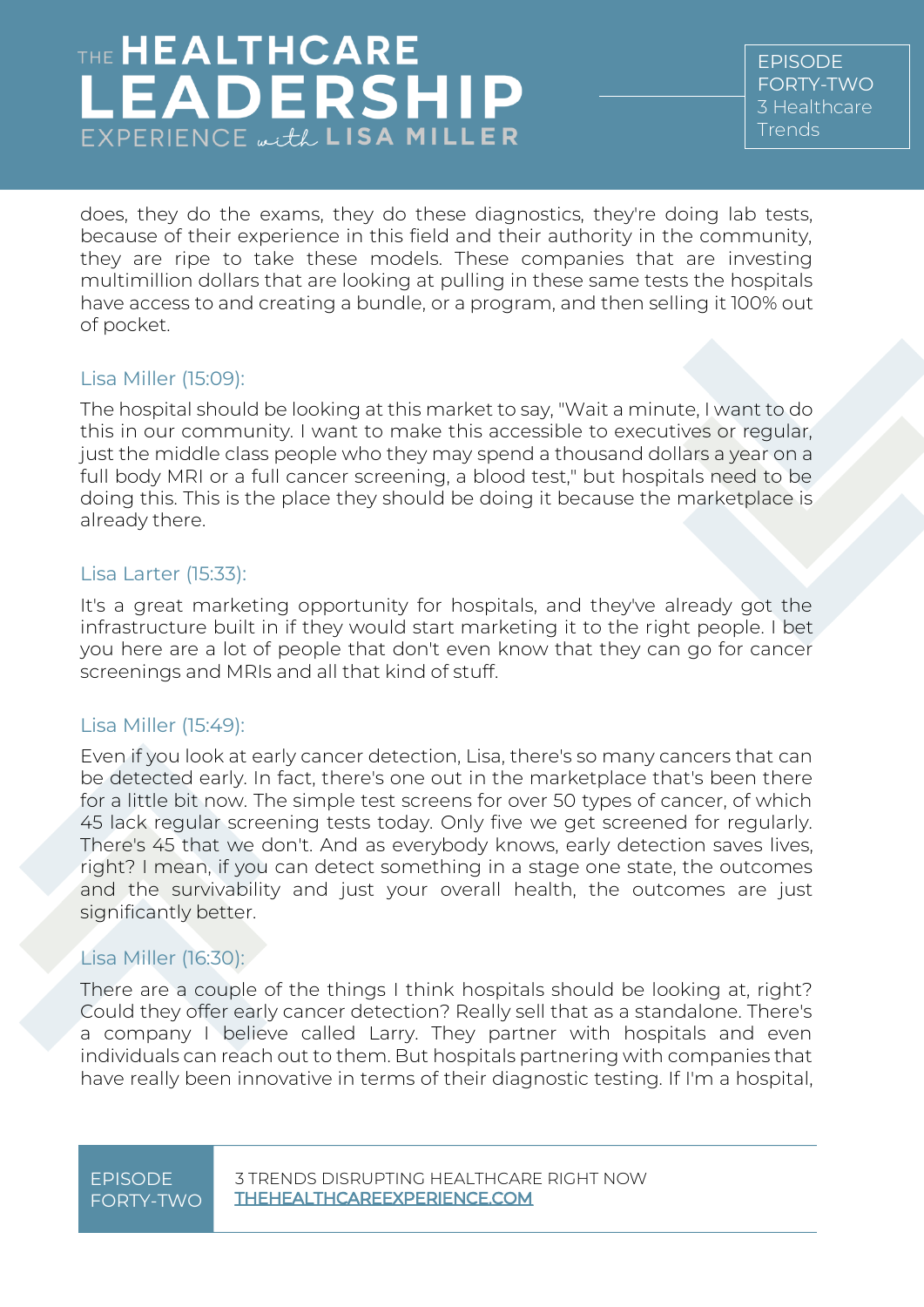does, they do the exams, they do these diagnostics, they're doing lab tests, because of their experience in this field and their authority in the community, they are ripe to take these models. These companies that are investing multimillion dollars that are looking at pulling in these same tests the hospitals have access to and creating a bundle, or a program, and then selling it 100% out of pocket.

Lisa Miller (15:09):

The hospital should be looking at this market to say, "Wait a minute, I want to do this in our community. I want to make this accessible to executives or regular, just the middle class people who they may spend a thousand dollars a year on a full body MRI or a full cancer screening, a blood test," but hospitals need to be doing this. This is the place they should be doing it because the marketplace is already there.

Lisa Larter (15:33):

It's a great marketing opportunity for hospitals, and they've already got the infrastructure built in if they would start marketing it to the right people. I bet you here are a lot of people that don't even know that they can go for cancer screenings and MRIs and all that kind of stuff.

Lisa Miller (15:49):

Even if you look at early cancer detection, Lisa, there's so many cancers that can be detected early. In fact, there's one out in the marketplace that's been there for a little bit now. The simple test screens for over 50 types of cancer, of which 45 lack regular screening tests today. Only five we get screened for regularly. There's 45 that we don't. And as everybody knows, early detection saves lives, right? I mean, if you can detect something in a stage one state, the outcomes and the survivability and just your overall health, the outcomes are just significantly better.

Lisa Miller (16:30):

There are a couple of the things I think hospitals should be looking at, right? Could they offer early cancer detection? Really sell that as a standalone. There's a company I believe called Larry. They partner with hospitals and even individuals can reach out to them. But hospitals partnering with companies that have really been innovative in terms of their diagnostic testing. If I'm a hospital,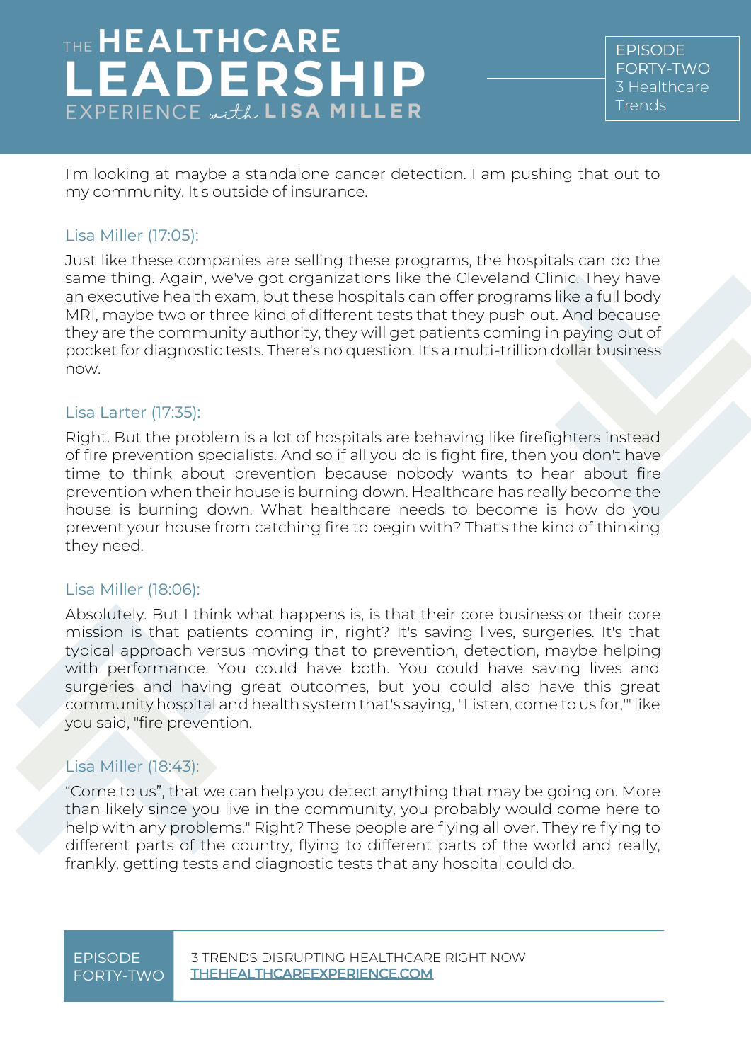I'm looking at maybe a standalone cancer detection. I am pushing that out to my community. It's outside of insurance.

Lisa Miller (17:05):

Just like these companies are selling these programs, the hospitals can do the same thing. Again, we've got organizations like the Cleveland Clinic. They have an executive health exam, but these hospitals can offer programs like a full body MRI, maybe two or three kind of different tests that they push out. And because they are the community authority, they will get patients coming in paying out of pocket for diagnostic tests. There's no question. It's a multi-trillion dollar business now.

Lisa Larter (17:35):

Right. But the problem is a lot of hospitals are behaving like firefighters instead of fire prevention specialists. And so if all you do is fight fire, then you don't have time to think about prevention because nobody wants to hear about fire prevention when their house is burning down. Healthcare has really become the house is burning down. What healthcare needs to become is how do you prevent your house from catching fire to begin with? That's the kind of thinking they need.

Lisa Miller (18:06):

Absolutely. But I think what happens is, is that their core business or their core mission is that patients coming in, right? It's saving lives, surgeries. It's that typical approach versus moving that to prevention, detection, maybe helping with performance. You could have both. You could have saving lives and surgeries and having great outcomes, but you could also have this great community hospital and health system that's saying, "Listen, come to us for,'" like you said, "fire prevention.

Lisa Miller (18:43):

"Come to us", that we can help you detect anything that may be going on. More than likely since you live in the community, you probably would come here to help with any problems." Right? These people are flying all over. They're flying to different parts of the country, flying to different parts of the world and really, frankly, getting tests and diagnostic tests that any hospital could do.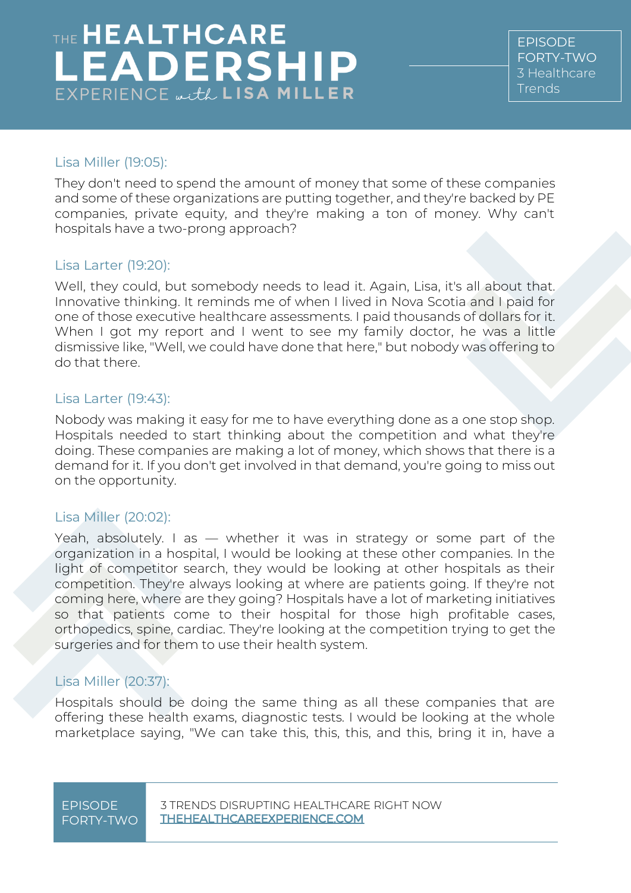Lisa Miller (19:05):

They don't need to spend the amount of money that some of these companies and some of these organizations are putting together, and they're backed by PE companies, private equity, and they're making a ton of money. Why can't hospitals have a two-prong approach?

Lisa Larter (19:20):

Well, they could, but somebody needs to lead it. Again, Lisa, it's all about that. Innovative thinking. It reminds me of when I lived in Nova Scotia and I paid for one of those executive healthcare assessments. I paid thousands of dollars for it. When I got my report and I went to see my family doctor, he was a little dismissive like, "Well, we could have done that here," but nobody was offering to do that there.

Lisa Larter (19:43):

Nobody was making it easy for me to have everything done as a one stop shop. Hospitals needed to start thinking about the competition and what they're doing. These companies are making a lot of money, which shows that there is a demand for it. If you don't get involved in that demand, you're going to miss out on the opportunity.

Lisa Miller (20:02):

Yeah, absolutely. I as — whether it was in strategy or some part of the organization in a hospital, I would be looking at these other companies. In the light of competitor search, they would be looking at other hospitals as their competition. They're always looking at where are patients going. If they're not coming here, where are they going? Hospitals have a lot of marketing initiatives so that patients come to their hospital for those high profitable cases, orthopedics, spine, cardiac. They're looking at the competition trying to get the surgeries and for them to use their health system.

Lisa Miller (20:37):

Hospitals should be doing the same thing as all these companies that are offering these health exams, diagnostic tests. I would be looking at the whole marketplace saying, "We can take this, this, this, and this, bring it in, have a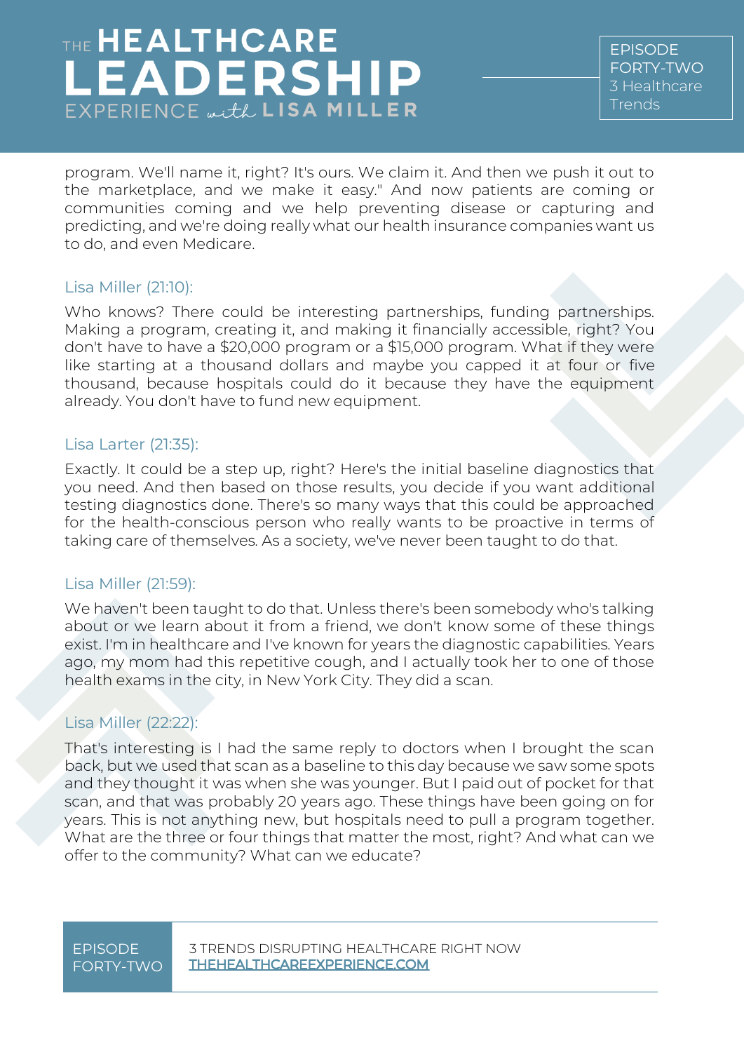program. We'll name it, right? It's ours. We claim it. And then we push it out to the marketplace, and we make it easy." And now patients are coming or communities coming and we help preventing disease or capturing and predicting, and we're doing really what our health insurance companies want us to do, and even Medicare.

### Lisa Miller (21:10):

Who knows? There could be interesting partnerships, funding partnerships. Making a program, creating it, and making it financially accessible, right? You don't have to have a $20,000 program or a $15,000 program. What if they were like starting at a thousand dollars and maybe you capped it at four or five thousand, because hospitals could do it because they have the equipment already. You don't have to fund new equipment.

### Lisa Larter (21:35):

Exactly. It could be a step up, right? Here's the initial baseline diagnostics that you need. And then based on those results, you decide if you want additional testing diagnostics done. There's so many ways that this could be approached for the health-conscious person who really wants to be proactive in terms of taking care of themselves. As a society, we've never been taught to do that.

### Lisa Miller (21:59):

We haven't been taught to do that. Unless there's been somebody who's talking about or we learn about it from a friend, we don't know some of these things exist. I'm in healthcare and I've known for years the diagnostic capabilities. Years ago, my mom had this repetitive cough, and I actually took her to one of those health exams in the city, in New York City. They did a scan.

### Lisa Miller (22:22):

That's interesting is I had the same reply to doctors when I brought the scan back, but we used that scan as a baseline to this day because we saw some spots and they thought it was when she was younger. But I paid out of pocket for that scan, and that was probably 20 years ago. These things have been going on for years. This is not anything new, but hospitals need to pull a program together. What are the three or four things that matter the most, right? And what can we offer to the community? What can we educate?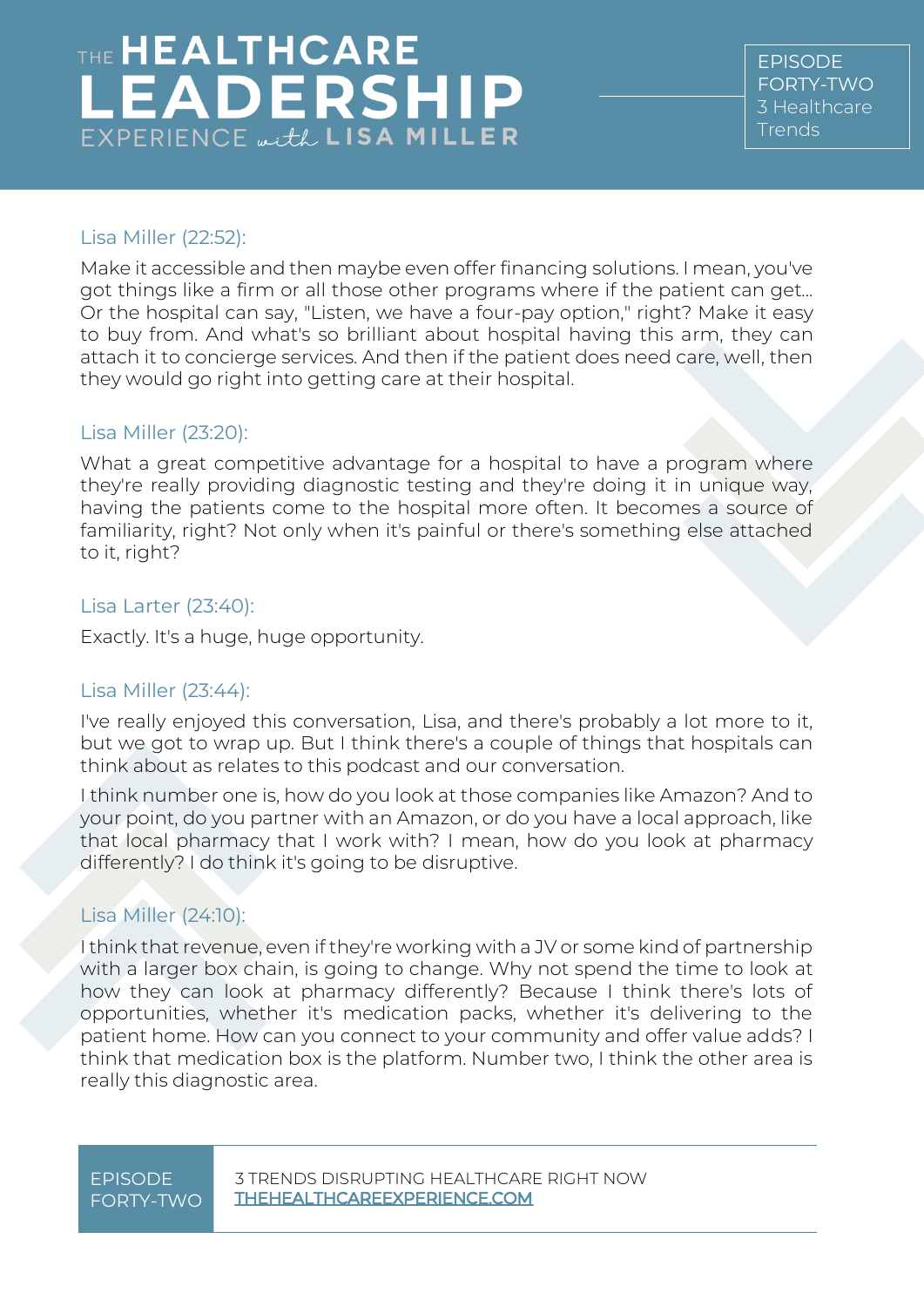Lisa Miller (22:52):

Make it accessible and then maybe even offer financing solutions. I mean, you've got things like a firm or all those other programs where if the patient can get... Or the hospital can say, "Listen, we have a four-pay option," right? Make it easy to buy from. And what's so brilliant about hospital having this arm, they can attach it to concierge services. And then if the patient does need care, well, then they would go right into getting care at their hospital.

Lisa Miller (23:20):

What a great competitive advantage for a hospital to have a program where they're really providing diagnostic testing and they're doing it in unique way, having the patients come to the hospital more often. It becomes a source of familiarity, right? Not only when it's painful or there's something else attached to it, right?

Lisa Larter (23:40):

Exactly. It's a huge, huge opportunity.

Lisa Miller (23:44):

I've really enjoyed this conversation, Lisa, and there's probably a lot more to it, but we got to wrap up. But I think there's a couple of things that hospitals can think about as relates to this podcast and our conversation.

I think number one is, how do you look at those companies like Amazon? And to your point, do you partner with an Amazon, or do you have a local approach, like that local pharmacy that I work with? I mean, how do you look at pharmacy differently? I do think it's going to be disruptive.

Lisa Miller (24:10):

I think that revenue, even if they're working with a JV or some kind of partnership with a larger box chain, is going to change. Why not spend the time to look at how they can look at pharmacy differently? Because I think there's lots of opportunities, whether it's medication packs, whether it's delivering to the patient home. How can you connect to your community and offer value adds? I think that medication box is the platform. Number two, I think the other area is really this diagnostic area.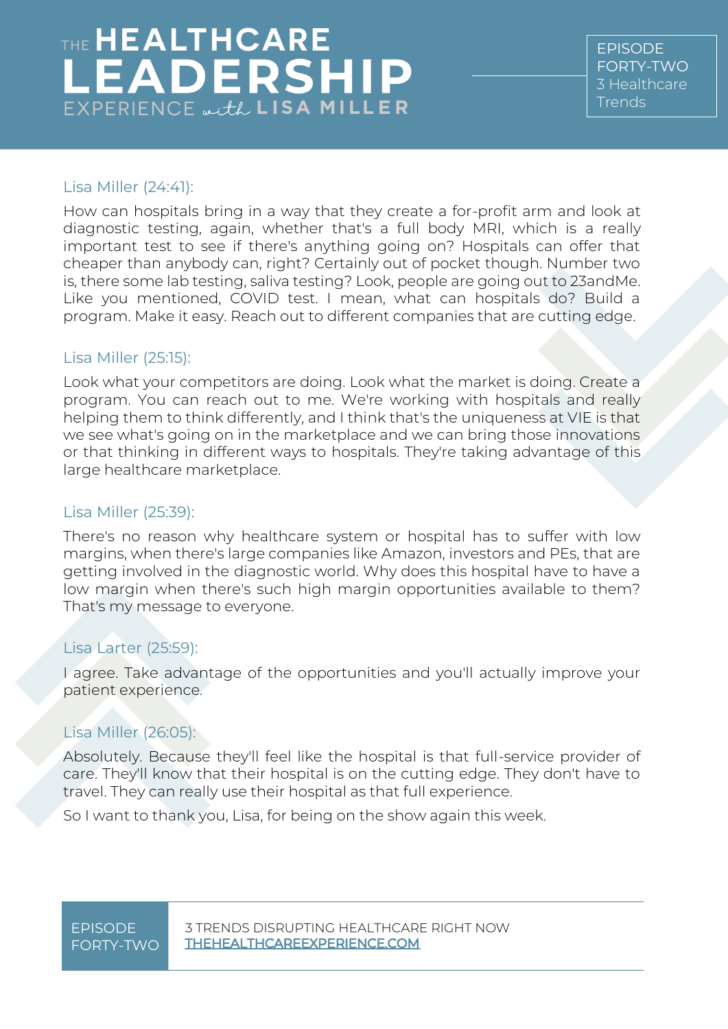Lisa Miller (24:41):

How can hospitals bring in a way that they create a for-profit arm and look at diagnostic testing, again, whether that's a full body MRI, which is a really important test to see if there's anything going on? Hospitals can offer that cheaper than anybody can, right? Certainly out of pocket though. Number two is, there some lab testing, saliva testing? Look, people are going out to 23andMe. Like you mentioned, COVID test. I mean, what can hospitals do? Build a program. Make it easy. Reach out to different companies that are cutting edge.

Lisa Miller (25:15):

Look what your competitors are doing. Look what the market is doing. Create a program. You can reach out to me. We're working with hospitals and really helping them to think differently, and I think that's the uniqueness at VIE is that we see what's going on in the marketplace and we can bring those innovations or that thinking in different ways to hospitals. They're taking advantage of this large healthcare marketplace.

Lisa Miller (25:39):

There's no reason why healthcare system or hospital has to suffer with low margins, when there's large companies like Amazon, investors and PEs, that are getting involved in the diagnostic world. Why does this hospital have to have a low margin when there's such high margin opportunities available to them? That's my message to everyone.

Lisa Larter (25:59):

I agree. Take advantage of the opportunities and you'll actually improve your patient experience.

Lisa Miller (26:05):

Absolutely. Because they'll feel like the hospital is that full-service provider of care. They'll know that their hospital is on the cutting edge. They don't have to travel. They can really use their hospital as that full experience.

So I want to thank you, Lisa, for being on the show again this week.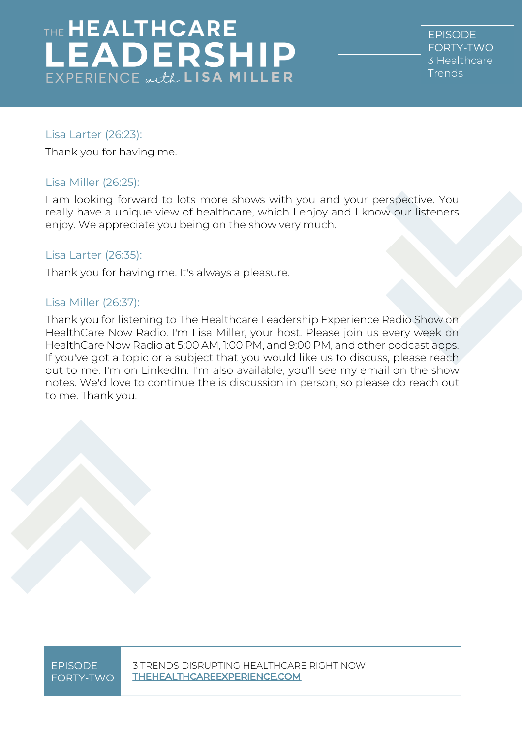Lisa Larter (26:23):

Thank you for having me.

Lisa Miller (26:25):

I am looking forward to lots more shows with you and your perspective. You really have a unique view of healthcare, which I enjoy and I know our listeners enjoy. We appreciate you being on the show very much.

Lisa Larter (26:35):

Thank you for having me. It's always a pleasure.

Lisa Miller (26:37):

Thank you for listening to The Healthcare Leadership Experience Radio Show on HealthCare Now Radio. I'm Lisa Miller, your host. Please join us every week on HealthCare Now Radio at 5:00 AM, 1:00 PM, and 9:00 PM, and other podcast apps. If you've got a topic or a subject that you would like us to discuss, please reach out to me. I'm on LinkedIn. I'm also available, you'll see my email on the show notes. We'd love to continue the is discussion in person, so please do reach out to me. Thank you.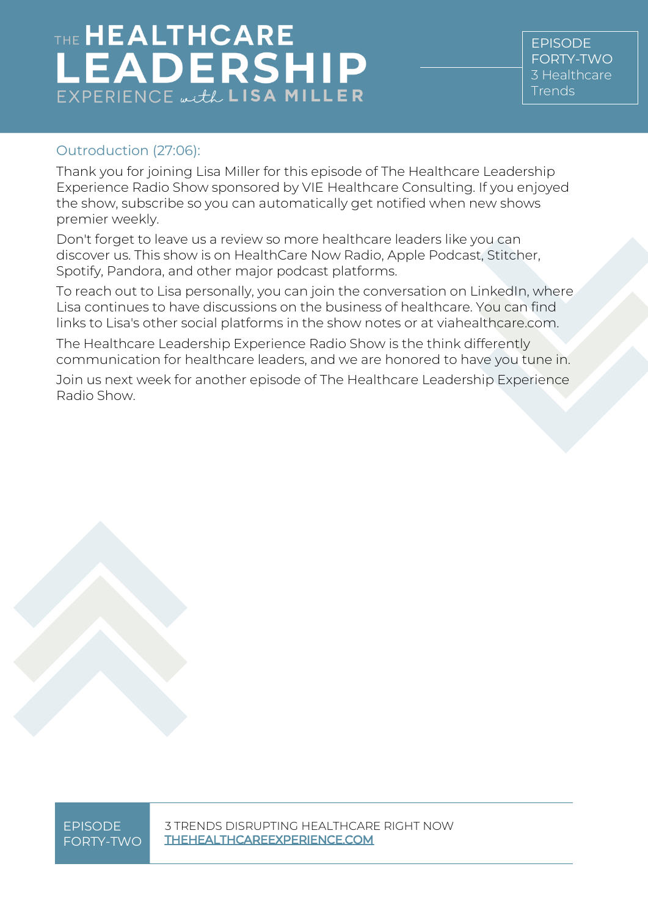## Outroduction (27:06):

Thank you for joining Lisa Miller for this episode of The Healthcare Leadership Experience Radio Show sponsored by VIE Healthcare Consulting. If you enjoyed the show, subscribe so you can automatically get notified when new shows premier weekly.

Don't forget to leave us a review so more healthcare leaders like you can discover us. This show is on HealthCare Now Radio, Apple Podcast, Stitcher, Spotify, Pandora, and other major podcast platforms.

To reach out to Lisa personally, you can join the conversation on LinkedIn, where Lisa continues to have discussions on the business of healthcare. You can find links to Lisa's other social platforms in the show notes or at viahealthcare.com.

The Healthcare Leadership Experience Radio Show is the think differently communication for healthcare leaders, and we are honored to have you tune in.

Join us next week for another episode of The Healthcare Leadership Experience Radio Show.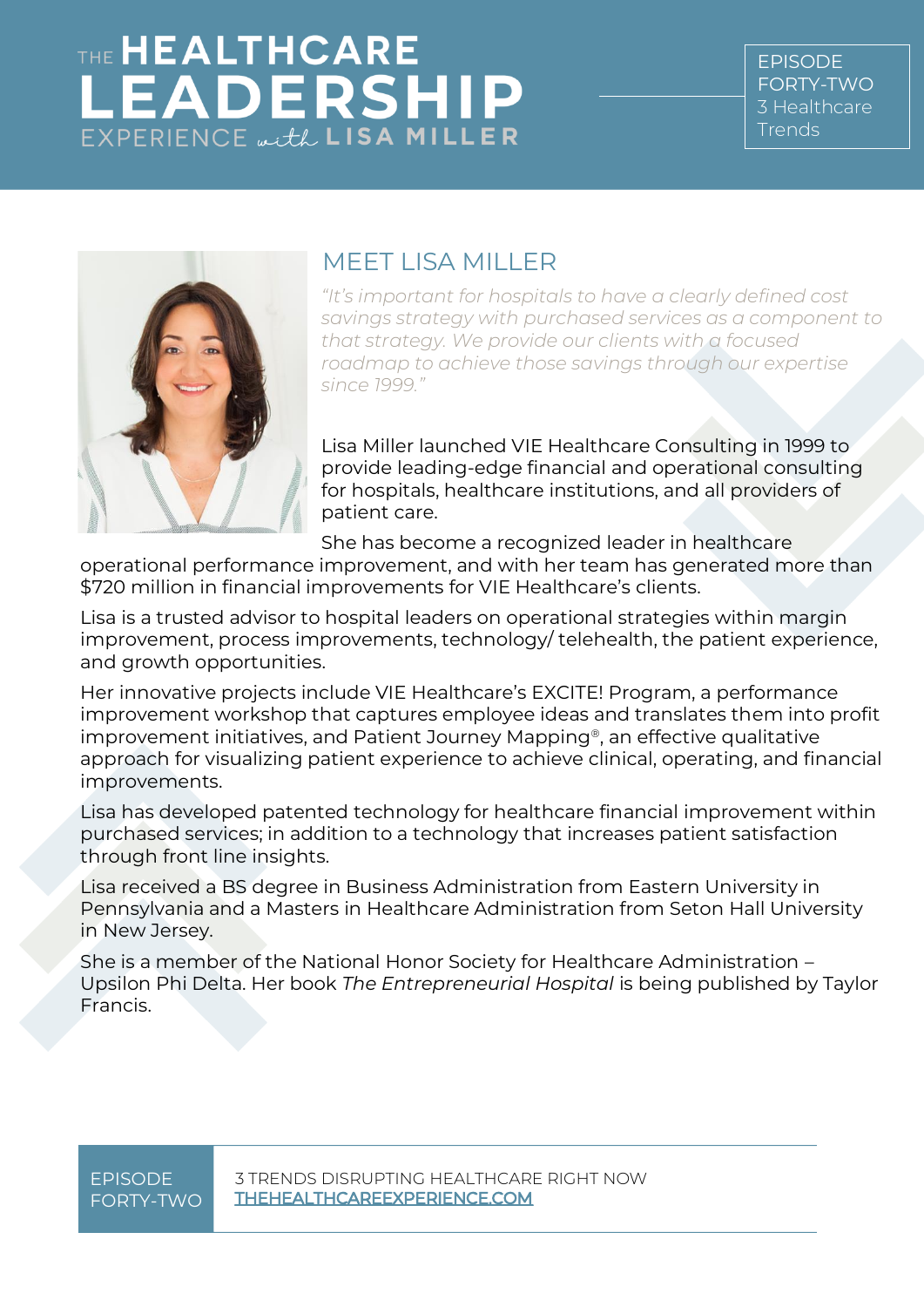# MEET LISA MILLER

*"It's important for hospitals to have a clearly defined cost savings strategy with purchased services as a component to that strategy. We provide our clients with a focused roadmap to achieve those savings through our expertise since 1999."*

Lisa Miller launched VIE Healthcare Consulting in 1999 to provide leading-edge financial and operational consulting for hospitals, healthcare institutions, and all providers of patient care.

She has become a recognized leader in healthcare operational performance improvement, and with her team has generated more than $720 million in financial improvements for VIE Healthcare's clients.

Lisa is a trusted advisor to hospital leaders on operational strategies within margin improvement, process improvements, technology/ telehealth, the patient experience, and growth opportunities.

Her innovative projects include VIE Healthcare's EXCITE! Program, a performance improvement workshop that captures employee ideas and translates them into profit improvement initiatives, and Patient Journey Mapping®, an effective qualitative approach for visualizing patient experience to achieve clinical, operating, and financial improvements.

Lisa has developed patented technology for healthcare financial improvement within purchased services; in addition to a technology that increases patient satisfaction through front line insights.

Lisa received a BS degree in Business Administration from Eastern University in Pennsylvania and a Masters in Healthcare Administration from Seton Hall University in New Jersey.

She is a member of the National Honor Society for Healthcare Administration – Upsilon Phi Delta. Her book *The Entrepreneurial Hospital* is being published by Taylor Francis.